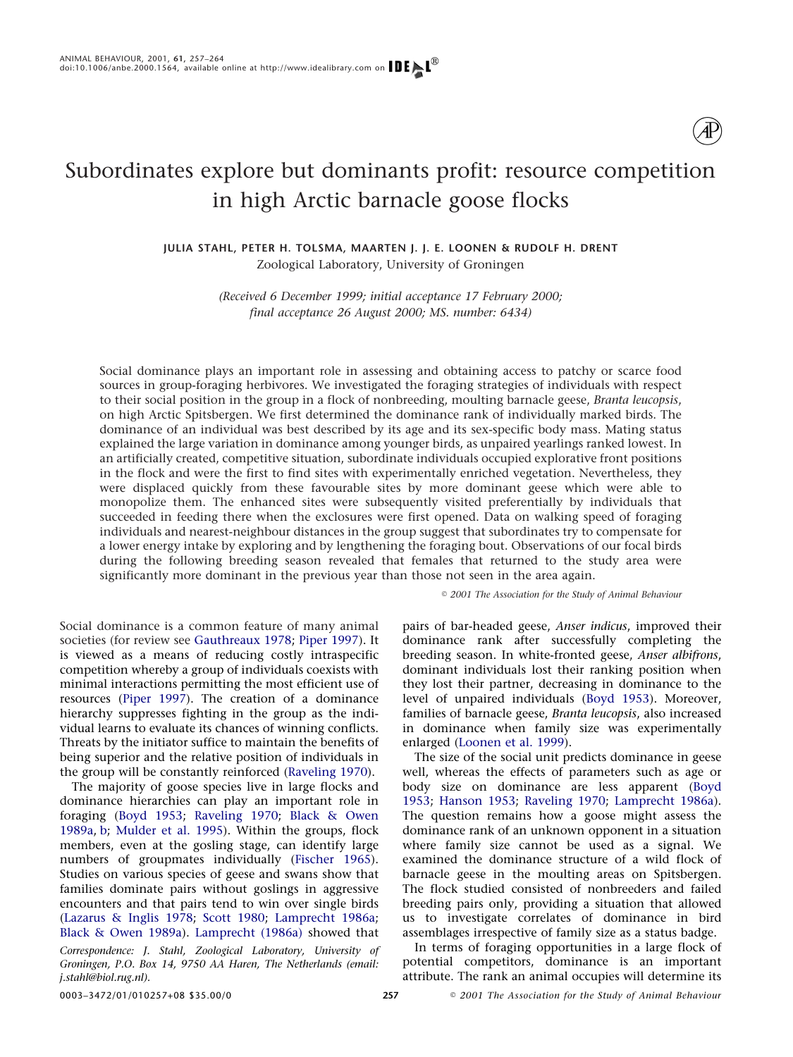# Subordinates explore but dominants profit: resource competition in high Arctic barnacle goose flocks

**JULIA STAHL, PETER H. TOLSMA, MAARTEN J. J. E. LOONEN & RUDOLF H. DRENT**

Zoological Laboratory, University of Groningen

*(Received 6 December 1999; initial acceptance 17 February 2000; final acceptance 26 August 2000; MS. number: 6434)*

Social dominance plays an important role in assessing and obtaining access to patchy or scarce food sources in group-foraging herbivores. We investigated the foraging strategies of individuals with respect to their social position in the group in a flock of nonbreeding, moulting barnacle geese, *Branta leucopsis*, on high Arctic Spitsbergen. We first determined the dominance rank of individually marked birds. The dominance of an individual was best described by its age and its sex-specific body mass. Mating status explained the large variation in dominance among younger birds, as unpaired yearlings ranked lowest. In an artificially created, competitive situation, subordinate individuals occupied explorative front positions in the flock and were the first to find sites with experimentally enriched vegetation. Nevertheless, they were displaced quickly from these favourable sites by more dominant geese which were able to monopolize them. The enhanced sites were subsequently visited preferentially by individuals that succeeded in feeding there when the exclosures were first opened. Data on walking speed of foraging individuals and nearest-neighbour distances in the group suggest that subordinates try to compensate for a lower energy intake by exploring and by lengthening the foraging bout. Observations of our focal birds during the following breeding season revealed that females that returned to the study area were significantly more dominant in the previous year than those not seen in the area again.

© 2001 The Association for the Study of Animal Behaviour

Social dominance is a common feature of many animal societies (for review see Gauthreaux 1978; Piper 1997). It is viewed as a means of reducing costly intraspecific competition whereby a group of individuals coexists with minimal interactions permitting the most efficient use of resources (Piper 1997). The creation of a dominance hierarchy suppresses fighting in the group as the individual learns to evaluate its chances of winning conflicts. Threats by the initiator suffice to maintain the benefits of being superior and the relative position of individuals in the group will be constantly reinforced (Raveling 1970).

The majority of goose species live in large flocks and dominance hierarchies can play an important role in foraging (Boyd 1953; Raveling 1970; Black & Owen 1989a, b; Mulder et al. 1995). Within the groups, flock members, even at the gosling stage, can identify large numbers of groupmates individually (Fischer 1965). Studies on various species of geese and swans show that families dominate pairs without goslings in aggressive encounters and that pairs tend to win over single birds (Lazarus & Inglis 1978; Scott 1980; Lamprecht 1986a; Black & Owen 1989a). Lamprecht (1986a) showed that pairs of bar-headed geese, *Anser indicus*, improved their dominance rank after successfully completing the breeding season. In white-fronted geese, *Anser albifrons*, dominant individuals lost their ranking position when they lost their partner, decreasing in dominance to the level of unpaired individuals (Boyd 1953). Moreover, families of barnacle geese, *Branta leucopsis*, also increased in dominance when family size was experimentally enlarged (Loonen et al. 1999).

The size of the social unit predicts dominance in geese well, whereas the effects of parameters such as age or body size on dominance are less apparent (Boyd 1953; Hanson 1953; Raveling 1970; Lamprecht 1986a). The question remains how a goose might assess the dominance rank of an unknown opponent in a situation where family size cannot be used as a signal. We examined the dominance structure of a wild flock of barnacle geese in the moulting areas on Spitsbergen. The flock studied consisted of nonbreeders and failed breeding pairs only, providing a situation that allowed us to investigate correlates of dominance in bird assemblages irrespective of family size as a status badge.

In terms of foraging opportunities in a large flock of potential competitors, dominance is an important attribute. The rank an animal occupies will determine its

*Correspondence: J. Stahl, Zoological Laboratory, University of Groningen, P.O. Box 14, 9750 AA Haren, The Netherlands (email: j.stahl@biol.rug.nl).*

0003–3472/01/010257+08 $35.00/0 © 2001 The Association for the Study of Animal Behaviour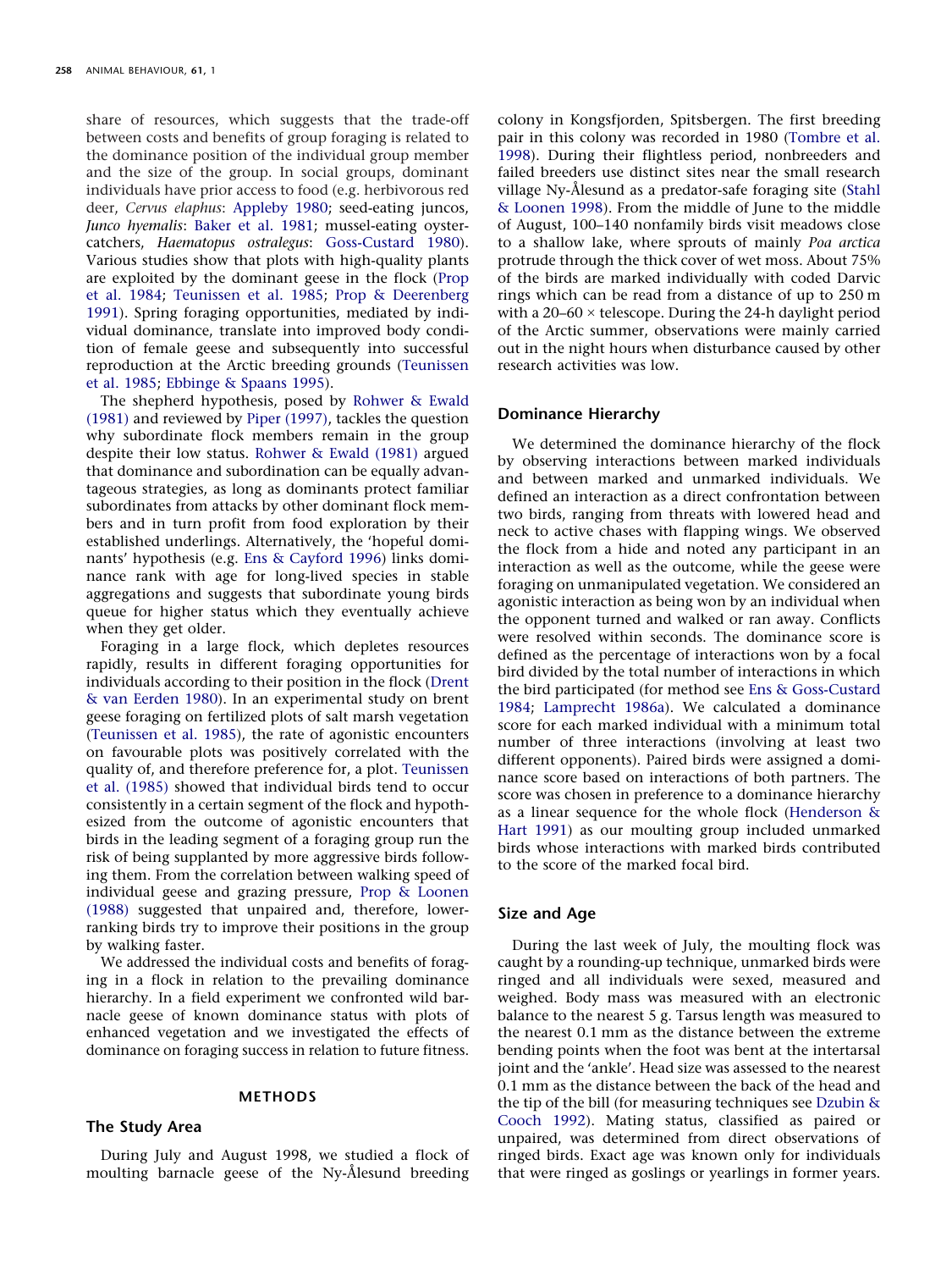share of resources, which suggests that the trade-off between costs and benefits of group foraging is related to the dominance position of the individual group member and the size of the group. In social groups, dominant individuals have prior access to food (e.g. herbivorous red deer, *Cervus elaphus*: Appleby 1980; seed-eating juncos, *Junco hyemalis*: Baker et al. 1981; mussel-eating oystercatchers, *Haematopus ostralegus*: Goss-Custard 1980). Various studies show that plots with high-quality plants are exploited by the dominant geese in the flock (Prop et al. 1984; Teunissen et al. 1985; Prop & Deerenberg 1991). Spring foraging opportunities, mediated by individual dominance, translate into improved body condition of female geese and subsequently into successful reproduction at the Arctic breeding grounds (Teunissen et al. 1985; Ebbinge & Spaans 1995).

The shepherd hypothesis, posed by Rohwer & Ewald (1981) and reviewed by Piper (1997), tackles the question why subordinate flock members remain in the group despite their low status. Rohwer & Ewald (1981) argued that dominance and subordination can be equally advantageous strategies, as long as dominants protect familiar subordinates from attacks by other dominant flock members and in turn profit from food exploration by their established underlings. Alternatively, the 'hopeful dominants' hypothesis (e.g. Ens & Cayford 1996) links dominance rank with age for long-lived species in stable aggregations and suggests that subordinate young birds queue for higher status which they eventually achieve when they get older.

Foraging in a large flock, which depletes resources rapidly, results in different foraging opportunities for individuals according to their position in the flock (Drent & van Eerden 1980). In an experimental study on brent geese foraging on fertilized plots of salt marsh vegetation (Teunissen et al. 1985), the rate of agonistic encounters on favourable plots was positively correlated with the quality of, and therefore preference for, a plot. Teunissen et al. (1985) showed that individual birds tend to occur consistently in a certain segment of the flock and hypothesized from the outcome of agonistic encounters that birds in the leading segment of a foraging group run the risk of being supplanted by more aggressive birds following them. From the correlation between walking speed of individual geese and grazing pressure, Prop & Loonen (1988) suggested that unpaired and, therefore, lower-ranking birds try to improve their positions in the group by walking faster.

We addressed the individual costs and benefits of foraging in a flock in relation to the prevailing dominance hierarchy. In a field experiment we confronted wild barnacle geese of known dominance status with plots of enhanced vegetation and we investigated the effects of dominance on foraging success in relation to future fitness.

## METHODS

### The Study Area

During July and August 1998, we studied a flock of moulting barnacle geese of the Ny-Ålesund breeding colony in Kongsfjorden, Spitsbergen. The first breeding pair in this colony was recorded in 1980 (Tombre et al. 1998). During their flightless period, nonbreeders and failed breeders use distinct sites near the small research village Ny-Ålesund as a predator-safe foraging site (Stahl & Loonen 1998). From the middle of June to the middle of August, 100–140 nonfamily birds visit meadows close to a shallow lake, where sprouts of mainly *Poa arctica* protrude through the thick cover of wet moss. About 75% of the birds are marked individually with coded Darvic rings which can be read from a distance of up to 250 m with a 20–60 × telescope. During the 24-h daylight period of the Arctic summer, observations were mainly carried out in the night hours when disturbance caused by other research activities was low.

### Dominance Hierarchy

We determined the dominance hierarchy of the flock by observing interactions between marked individuals and between marked and unmarked individuals. We defined an interaction as a direct confrontation between two birds, ranging from threats with lowered head and neck to active chases with flapping wings. We observed the flock from a hide and noted any participant in an interaction as well as the outcome, while the geese were foraging on unmanipulated vegetation. We considered an agonistic interaction as being won by an individual when the opponent turned and walked or ran away. Conflicts were resolved within seconds. The dominance score is defined as the percentage of interactions won by a focal bird divided by the total number of interactions in which the bird participated (for method see Ens & Goss-Custard 1984; Lamprecht 1986a). We calculated a dominance score for each marked individual with a minimum total number of three interactions (involving at least two different opponents). Paired birds were assigned a dominance score based on interactions of both partners. The score was chosen in preference to a dominance hierarchy as a linear sequence for the whole flock (Henderson & Hart 1991) as our moulting group included unmarked birds whose interactions with marked birds contributed to the score of the marked focal bird.

### Size and Age

During the last week of July, the moulting flock was caught by a rounding-up technique, unmarked birds were ringed and all individuals were sexed, measured and weighed. Body mass was measured with an electronic balance to the nearest 5 g. Tarsus length was measured to the nearest 0.1 mm as the distance between the extreme bending points when the foot was bent at the intertarsal joint and the 'ankle'. Head size was assessed to the nearest 0.1 mm as the distance between the back of the head and the tip of the bill (for measuring techniques see Dzubin & Cooch 1992). Mating status, classified as paired or unpaired, was determined from direct observations of ringed birds. Exact age was known only for individuals that were ringed as goslings or yearlings in former years.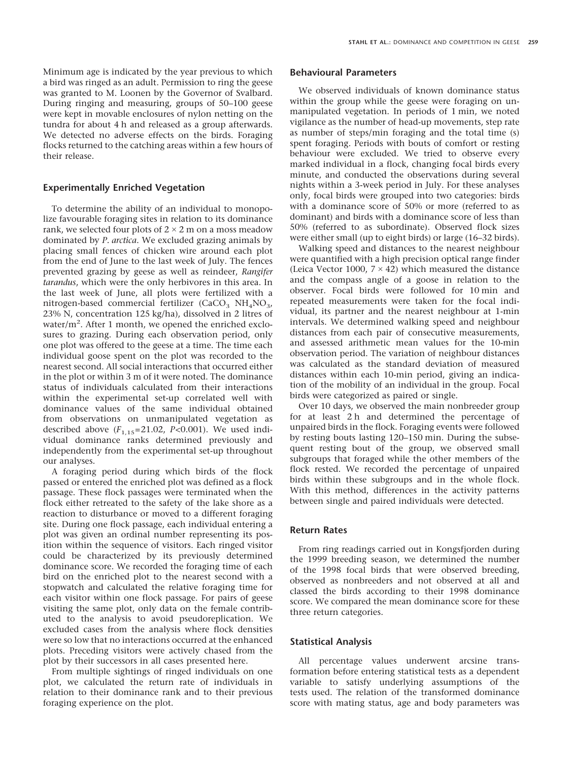Minimum age is indicated by the year previous to which a bird was ringed as an adult. Permission to ring the geese was granted to M. Loonen by the Governor of Svalbard. During ringing and measuring, groups of 50–100 geese were kept in movable enclosures of nylon netting on the tundra for about 4 h and released as a group afterwards. We detected no adverse effects on the birds. Foraging flocks returned to the catching areas within a few hours of their release.

### Experimentally Enriched Vegetation

To determine the ability of an individual to monopolize favourable foraging sites in relation to its dominance rank, we selected four plots of $2 \times 2$ m on a moss meadow dominated by *P. arctica*. We excluded grazing animals by placing small fences of chicken wire around each plot from the end of June to the last week of July. The fences prevented grazing by geese as well as reindeer, *Rangifer tarandus*, which were the only herbivores in this area. In the last week of June, all plots were fertilized with a nitrogen-based commercial fertilizer ($CaCO_3$ $NH_4NO_3$, 23% N, concentration 125 kg/ha), dissolved in 2 litres of water/$m^2$. After 1 month, we opened the enriched exclosures to grazing. During each observation period, only one plot was offered to the geese at a time. The time each individual goose spent on the plot was recorded to the nearest second. All social interactions that occurred either in the plot or within 3 m of it were noted. The dominance status of individuals calculated from their interactions within the experimental set-up correlated well with dominance values of the same individual obtained from observations on unmanipulated vegetation as described above ($F_{1,15}=21.02$, $P<0.001$). We used individual dominance ranks determined previously and independently from the experimental set-up throughout our analyses.

A foraging period during which birds of the flock passed or entered the enriched plot was defined as a flock passage. These flock passages were terminated when the flock either retreated to the safety of the lake shore as a reaction to disturbance or moved to a different foraging site. During one flock passage, each individual entering a plot was given an ordinal number representing its position within the sequence of visitors. Each ringed visitor could be characterized by its previously determined dominance score. We recorded the foraging time of each bird on the enriched plot to the nearest second with a stopwatch and calculated the relative foraging time for each visitor within one flock passage. For pairs of geese visiting the same plot, only data on the female contributed to the analysis to avoid pseudoreplication. We excluded cases from the analysis where flock densities were so low that no interactions occurred at the enhanced plots. Preceding visitors were actively chased from the plot by their successors in all cases presented here.

From multiple sightings of ringed individuals on one plot, we calculated the return rate of individuals in relation to their dominance rank and to their previous foraging experience on the plot.

### Behavioural Parameters

We observed individuals of known dominance status within the group while the geese were foraging on unmanipulated vegetation. In periods of 1 min, we noted vigilance as the number of head-up movements, step rate as number of steps/min foraging and the total time (s) spent foraging. Periods with bouts of comfort or resting behaviour were excluded. We tried to observe every marked individual in a flock, changing focal birds every minute, and conducted the observations during several nights within a 3-week period in July. For these analyses only, focal birds were grouped into two categories: birds with a dominance score of 50% or more (referred to as dominant) and birds with a dominance score of less than 50% (referred to as subordinate). Observed flock sizes were either small (up to eight birds) or large (16–32 birds).

Walking speed and distances to the nearest neighbour were quantified with a high precision optical range finder (Leica Vector 1000, $7 \times 42$) which measured the distance and the compass angle of a goose in relation to the observer. Focal birds were followed for 10 min and repeated measurements were taken for the focal individual, its partner and the nearest neighbour at 1-min intervals. We determined walking speed and neighbour distances from each pair of consecutive measurements, and assessed arithmetic mean values for the 10-min observation period. The variation of neighbour distances was calculated as the standard deviation of measured distances within each 10-min period, giving an indication of the mobility of an individual in the group. Focal birds were categorized as paired or single.

Over 10 days, we observed the main nonbreeder group for at least 2 h and determined the percentage of unpaired birds in the flock. Foraging events were followed by resting bouts lasting 120–150 min. During the subsequent resting bout of the group, we observed small subgroups that foraged while the other members of the flock rested. We recorded the percentage of unpaired birds within these subgroups and in the whole flock. With this method, differences in the activity patterns between single and paired individuals were detected.

### Return Rates

From ring readings carried out in Kongsfjorden during the 1999 breeding season, we determined the number of the 1998 focal birds that were observed breeding, observed as nonbreeders and not observed at all and classed the birds according to their 1998 dominance score. We compared the mean dominance score for these three return categories.

### Statistical Analysis

All percentage values underwent arcsine transformation before entering statistical tests as a dependent variable to satisfy underlying assumptions of the tests used. The relation of the transformed dominance score with mating status, age and body parameters was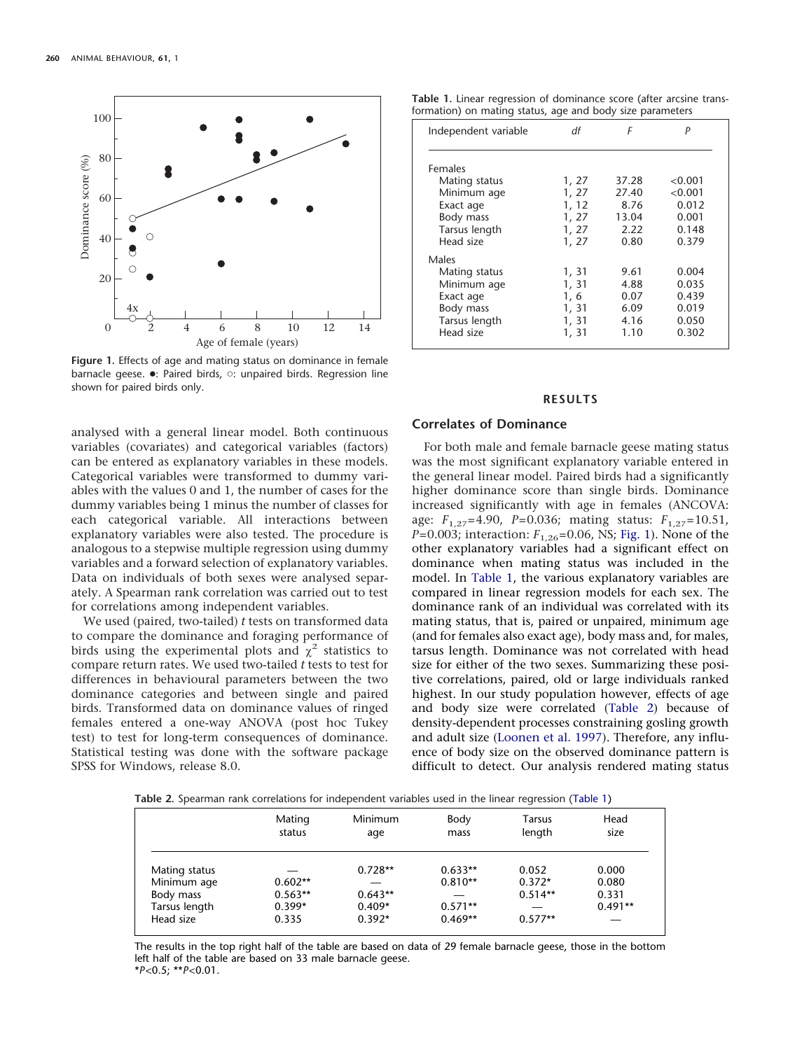Figure 1. Effects of age and mating status on dominance in female barnacle geese. ●: Paired birds, ○: unpaired birds. Regression line shown for paired birds only.

analysed with a general linear model. Both continuous variables (covariates) and categorical variables (factors) can be entered as explanatory variables in these models. Categorical variables were transformed to dummy variables with the values 0 and 1, the number of cases for the dummy variables being 1 minus the number of classes for each categorical variable. All interactions between explanatory variables were also tested. The procedure is analogous to a stepwise multiple regression using dummy variables and a forward selection of explanatory variables. Data on individuals of both sexes were analysed separately. A Spearman rank correlation was carried out to test for correlations among independent variables.

We used (paired, two-tailed) *t* tests on transformed data to compare the dominance and foraging performance of birds using the experimental plots and $\chi^2$ statistics to compare return rates. We used two-tailed *t* tests to test for differences in behavioural parameters between the two dominance categories and between single and paired birds. Transformed data on dominance values of ringed females entered a one-way ANOVA (post hoc Tukey test) to test for long-term consequences of dominance. Statistical testing was done with the software package SPSS for Windows, release 8.0.

**Table 1.** Linear regression of dominance score (after arcsine transformation) on mating status, age and body size parameters

| Independent variable | *df* | *F* | *P* |
|---|---|---|---|
| Females | | | |
| Mating status | 1, 27 | 37.28 | <0.001 |
| Minimum age | 1, 27 | 27.40 | <0.001 |
| Exact age | 1, 12 | 8.76 | 0.012 |
| Body mass | 1, 27 | 13.04 | 0.001 |
| Tarsus length | 1, 27 | 2.22 | 0.148 |
| Head size | 1, 27 | 0.80 | 0.379 |
| Males | | | |
| Mating status | 1, 31 | 9.61 | 0.004 |
| Minimum age | 1, 31 | 4.88 | 0.035 |
| Exact age | 1, 6 | 0.07 | 0.439 |
| Body mass | 1, 31 | 6.09 | 0.019 |
| Tarsus length | 1, 31 | 4.16 | 0.050 |
| Head size | 1, 31 | 1.10 | 0.302 |

## RESULTS

### Correlates of Dominance

For both male and female barnacle geese mating status was the most significant explanatory variable entered in the general linear model. Paired birds had a significantly higher dominance score than single birds. Dominance increased significantly with age in females (ANCOVA: age: $F_{1,27}$=4.90, $P$=0.036; mating status: $F_{1,27}$=10.51, $P$=0.003; interaction: $F_{1,26}$=0.06, NS; Fig. 1). None of the other explanatory variables had a significant effect on dominance when mating status was included in the model. In Table 1, the various explanatory variables are compared in linear regression models for each sex. The dominance rank of an individual was correlated with its mating status, that is, paired or unpaired, minimum age (and for females also exact age), body mass and, for males, tarsus length. Dominance was not correlated with head size for either of the two sexes. Summarizing these positive correlations, paired, old or large individuals ranked highest. In our study population however, effects of age and body size were correlated (Table 2) because of density-dependent processes constraining gosling growth and adult size (Loonen et al. 1997). Therefore, any influence of body size on the observed dominance pattern is difficult to detect. Our analysis rendered mating status

**Table 2.** Spearman rank correlations for independent variables used in the linear regression (Table 1)

| | Mating status | Minimum age | Body mass | Tarsus length | Head size |
|---|---|---|---|---|---|
| Mating status | — | 0.728** | 0.633** | 0.052 | 0.000 |
| Minimum age | 0.602** | — | 0.810** | 0.372* | 0.080 |
| Body mass | 0.563** | 0.643** | — | 0.514** | 0.331 |
| Tarsus length | 0.399* | 0.409* | 0.571** | — | 0.491** |
| Head size | 0.335 | 0.392* | 0.469** | 0.577** | — |

The results in the top right half of the table are based on data of 29 female barnacle geese, those in the bottom left half of the table are based on 33 male barnacle geese.
*$P$<0.5; **$P$<0.01.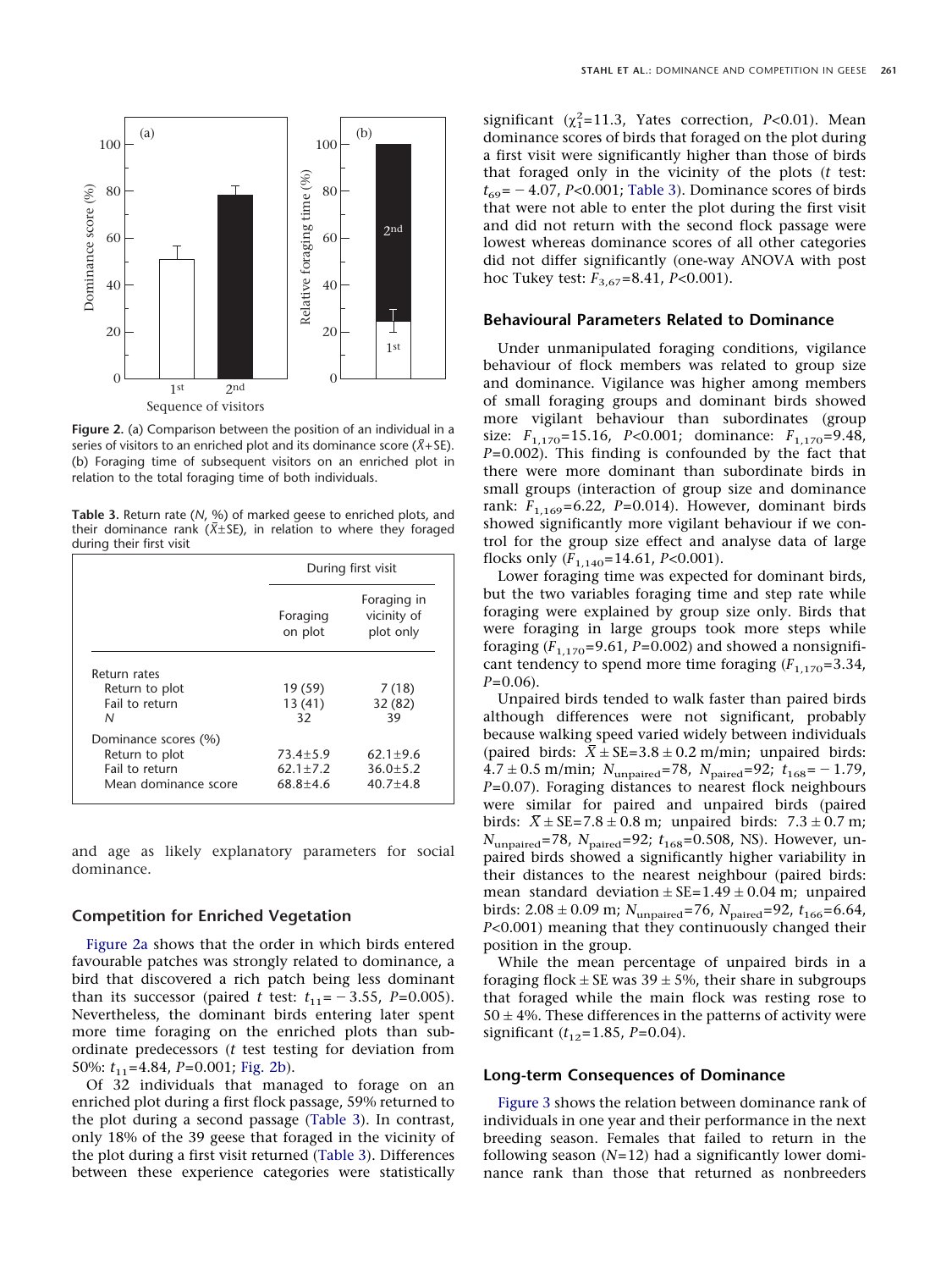Figure 2. (a) Comparison between the position of an individual in a series of visitors to an enriched plot and its dominance score ($\bar{X}$+SE). (b) Foraging time of subsequent visitors on an enriched plot in relation to the total foraging time of both individuals.

Table 3. Return rate (N, %) of marked geese to enriched plots, and their dominance rank ($\bar{X}$±SE), in relation to where they foraged during their first visit

| | During first visit | |
|---|---|---|
| | Foraging on plot | Foraging in vicinity of plot only |
| Return rates | | |
| Return to plot | 19 (59) | 7 (18) |
| Fail to return | 13 (41) | 32 (82) |
| *N* | 32 | 39 |
| Dominance scores (%) | | |
| Return to plot | 73.4±5.9 | 62.1±9.6 |
| Fail to return | 62.1±7.2 | 36.0±5.2 |
| Mean dominance score | 68.8±4.6 | 40.7±4.8 |

and age as likely explanatory parameters for social dominance.

## Competition for Enriched Vegetation

Figure 2a shows that the order in which birds entered favourable patches was strongly related to dominance, a bird that discovered a rich patch being less dominant than its successor (paired *t* test: $t_{11}=-3.55$, $P=0.005$). Nevertheless, the dominant birds entering later spent more time foraging on the enriched plots than subordinate predecessors (*t* test testing for deviation from 50%: $t_{11}=4.84$, $P=0.001$; Fig. 2b).

Of 32 individuals that managed to forage on an enriched plot during a first flock passage, 59% returned to the plot during a second passage (Table 3). In contrast, only 18% of the 39 geese that foraged in the vicinity of the plot during a first visit returned (Table 3). Differences between these experience categories were statistically significant ($\chi^2_1=11.3$, Yates correction, $P<0.01$). Mean dominance scores of birds that foraged on the plot during a first visit were significantly higher than those of birds that foraged only in the vicinity of the plots (*t* test: $t_{69}=-4.07$, $P<0.001$; Table 3). Dominance scores of birds that were not able to enter the plot during the first visit and did not return with the second flock passage were lowest whereas dominance scores of all other categories did not differ significantly (one-way ANOVA with post hoc Tukey test: $F_{3,67}=8.41$, $P<0.001$).

## Behavioural Parameters Related to Dominance

Under unmanipulated foraging conditions, vigilance behaviour of flock members was related to group size and dominance. Vigilance was higher among members of small foraging groups and dominant birds showed more vigilant behaviour than subordinates (group size: $F_{1,170}=15.16$, $P<0.001$; dominance: $F_{1,170}=9.48$, $P=0.002$). This finding is confounded by the fact that there were more dominant than subordinate birds in small groups (interaction of group size and dominance rank: $F_{1,169}=6.22$, $P=0.014$). However, dominant birds showed significantly more vigilant behaviour if we control for the group size effect and analyse data of large flocks only ($F_{1,140}=14.61$, $P<0.001$).

Lower foraging time was expected for dominant birds, but the two variables foraging time and step rate while foraging were explained by group size only. Birds that were foraging in large groups took more steps while foraging ($F_{1,170}=9.61$, $P=0.002$) and showed a nonsignificant tendency to spend more time foraging ($F_{1,170}=3.34$, $P=0.06$).

Unpaired birds tended to walk faster than paired birds although differences were not significant, probably because walking speed varied widely between individuals (paired birds: $\bar{X}\pm$SE$=3.8\pm0.2$ m/min; unpaired birds: $4.7\pm0.5$ m/min; $N_{unpaired}=78$, $N_{paired}=92$; $t_{168}=-1.79$, $P=0.07$). Foraging distances to nearest flock neighbours were similar for paired and unpaired birds (paired birds: $\bar{X}\pm$SE$=7.8\pm0.8$ m; unpaired birds: $7.3\pm0.7$ m; $N_{unpaired}=78$, $N_{paired}=92$; $t_{168}=0.508$, NS). However, unpaired birds showed a significantly higher variability in their distances to the nearest neighbour (paired birds: mean standard deviation ± SE$=1.49\pm0.04$ m; unpaired birds: $2.08\pm0.09$ m; $N_{unpaired}=76$, $N_{paired}=92$, $t_{166}=6.64$, $P<0.001$) meaning that they continuously changed their position in the group.

While the mean percentage of unpaired birds in a foraging flock ± SE was 39 ± 5%, their share in subgroups that foraged while the main flock was resting rose to 50 ± 4%. These differences in the patterns of activity were significant ($t_{12}=1.85$, $P=0.04$).

## Long-term Consequences of Dominance

Figure 3 shows the relation between dominance rank of individuals in one year and their performance in the next breeding season. Females that failed to return in the following season ($N=12$) had a significantly lower dominance rank than those that returned as nonbreeders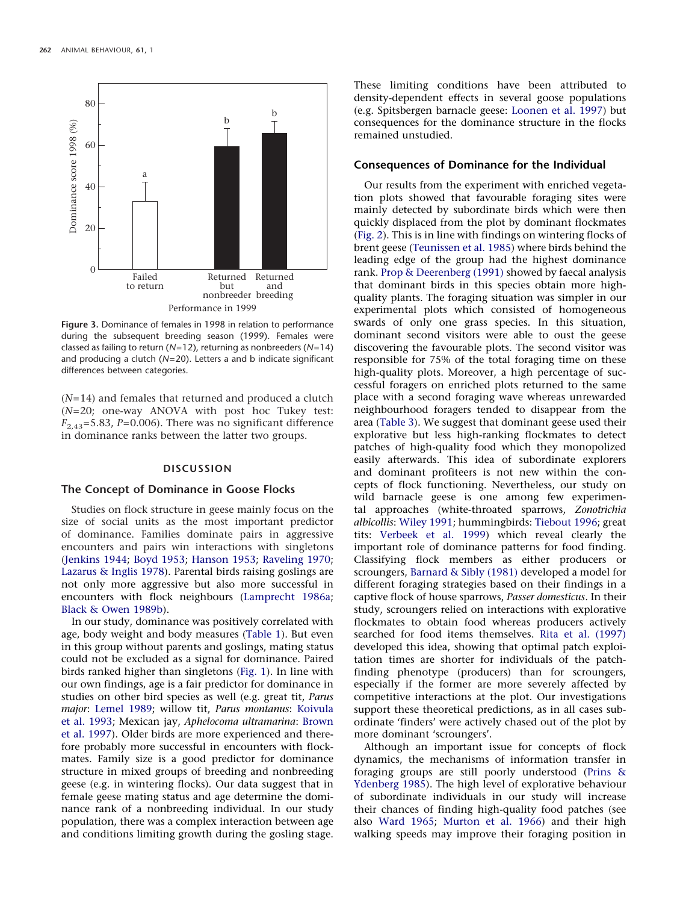Figure 3. Dominance of females in 1998 in relation to performance during the subsequent breeding season (1999). Females were classed as failing to return ($N$=12), returning as nonbreeders ($N$=14) and producing a clutch ($N$=20). Letters a and b indicate significant differences between categories.

($N$=14) and females that returned and produced a clutch ($N$=20; one-way ANOVA with post hoc Tukey test: $F_{2,43}$=5.83, $P$=0.006). There was no significant difference in dominance ranks between the latter two groups.

## DISCUSSION

### The Concept of Dominance in Goose Flocks

Studies on flock structure in geese mainly focus on the size of social units as the most important predictor of dominance. Families dominate pairs in aggressive encounters and pairs win interactions with singletons (Jenkins 1944; Boyd 1953; Hanson 1953; Raveling 1970; Lazarus & Inglis 1978). Parental birds raising goslings are not only more aggressive but also more successful in encounters with flock neighbours (Lamprecht 1986a; Black & Owen 1989b).

In our study, dominance was positively correlated with age, body weight and body measures (Table 1). But even in this group without parents and goslings, mating status could not be excluded as a signal for dominance. Paired birds ranked higher than singletons (Fig. 1). In line with our own findings, age is a fair predictor for dominance in studies on other bird species as well (e.g. great tit, *Parus major*: Lemel 1989; willow tit, *Parus montanus*: Koivula et al. 1993; Mexican jay, *Aphelocoma ultramarina*: Brown et al. 1997). Older birds are more experienced and therefore probably more successful in encounters with flockmates. Family size is a good predictor for dominance structure in mixed groups of breeding and nonbreeding geese (e.g. in wintering flocks). Our data suggest that in female geese mating status and age determine the dominance rank of a nonbreeding individual. In our study population, there was a complex interaction between age and conditions limiting growth during the gosling stage. These limiting conditions have been attributed to density-dependent effects in several goose populations (e.g. Spitsbergen barnacle geese: Loonen et al. 1997) but consequences for the dominance structure in the flocks remained unstudied.

### Consequences of Dominance for the Individual

Our results from the experiment with enriched vegetation plots showed that favourable foraging sites were mainly detected by subordinate birds which were then quickly displaced from the plot by dominant flockmates (Fig. 2). This is in line with findings on wintering flocks of brent geese (Teunissen et al. 1985) where birds behind the leading edge of the group had the highest dominance rank. Prop & Deerenberg (1991) showed by faecal analysis that dominant birds in this species obtain more high-quality plants. The foraging situation was simpler in our experimental plots which consisted of homogeneous swards of only one grass species. In this situation, dominant second visitors were able to oust the geese discovering the favourable plots. The second visitor was responsible for 75% of the total foraging time on these high-quality plots. Moreover, a high percentage of successful foragers on enriched plots returned to the same place with a second foraging wave whereas unrewarded neighbourhood foragers tended to disappear from the area (Table 3). We suggest that dominant geese used their explorative but less high-ranking flockmates to detect patches of high-quality food which they monopolized easily afterwards. This idea of subordinate explorers and dominant profiteers is not new within the concepts of flock functioning. Nevertheless, our study on wild barnacle geese is one among few experimental approaches (white-throated sparrows, *Zonotrichia albicollis*: Wiley 1991; hummingbirds: Tiebout 1996; great tits: Verbeek et al. 1999) which reveal clearly the important role of dominance patterns for food finding. Classifying flock members as either producers or scroungers, Barnard & Sibly (1981) developed a model for different foraging strategies based on their findings in a captive flock of house sparrows, *Passer domesticus*. In their study, scroungers relied on interactions with explorative flockmates to obtain food whereas producers actively searched for food items themselves. Rita et al. (1997) developed this idea, showing that optimal patch exploitation times are shorter for individuals of the patch-finding phenotype (producers) than for scroungers, especially if the former are more severely affected by competitive interactions at the plot. Our investigations support these theoretical predictions, as in all cases subordinate 'finders' were actively chased out of the plot by more dominant 'scroungers'.

Although an important issue for concepts of flock dynamics, the mechanisms of information transfer in foraging groups are still poorly understood (Prins & Ydenberg 1985). The high level of explorative behaviour of subordinate individuals in our study will increase their chances of finding high-quality food patches (see also Ward 1965; Murton et al. 1966) and their high walking speeds may improve their foraging position in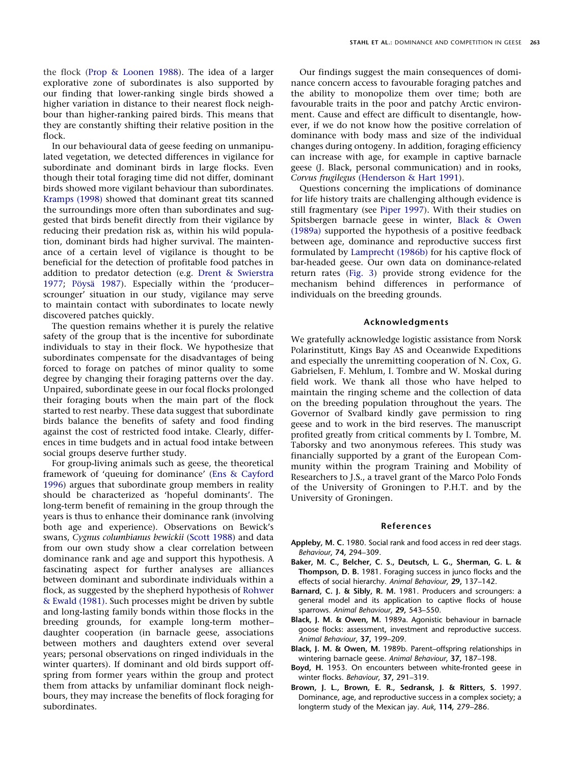the flock (Prop & Loonen 1988). The idea of a larger explorative zone of subordinates is also supported by our finding that lower-ranking single birds showed a higher variation in distance to their nearest flock neighbour than higher-ranking paired birds. This means that they are constantly shifting their relative position in the flock.

In our behavioural data of geese feeding on unmanipulated vegetation, we detected differences in vigilance for subordinate and dominant birds in large flocks. Even though their total foraging time did not differ, dominant birds showed more vigilant behaviour than subordinates. Kramps (1998) showed that dominant great tits scanned the surroundings more often than subordinates and suggested that birds benefit directly from their vigilance by reducing their predation risk as, within his wild population, dominant birds had higher survival. The maintenance of a certain level of vigilance is thought to be beneficial for the detection of profitable food patches in addition to predator detection (e.g. Drent & Swierstra 1977; Pöysä 1987). Especially within the 'producer–scrounger' situation in our study, vigilance may serve to maintain contact with subordinates to locate newly discovered patches quickly.

The question remains whether it is purely the relative safety of the group that is the incentive for subordinate individuals to stay in their flock. We hypothesize that subordinates compensate for the disadvantages of being forced to forage on patches of minor quality to some degree by changing their foraging patterns over the day. Unpaired, subordinate geese in our focal flocks prolonged their foraging bouts when the main part of the flock started to rest nearby. These data suggest that subordinate birds balance the benefits of safety and food finding against the cost of restricted food intake. Clearly, differences in time budgets and in actual food intake between social groups deserve further study.

For group-living animals such as geese, the theoretical framework of 'queuing for dominance' (Ens & Cayford 1996) argues that subordinate group members in reality should be characterized as 'hopeful dominants'. The long-term benefit of remaining in the group through the years is thus to enhance their dominance rank (involving both age and experience). Observations on Bewick's swans, *Cygnus columbianus bewickii* (Scott 1988) and data from our own study show a clear correlation between dominance rank and age and support this hypothesis. A fascinating aspect for further analyses are alliances between dominant and subordinate individuals within a flock, as suggested by the shepherd hypothesis of Rohwer & Ewald (1981). Such processes might be driven by subtle and long-lasting family bonds within those flocks in the breeding grounds, for example long-term mother–daughter cooperation (in barnacle geese, associations between mothers and daughters extend over several years; personal observations on ringed individuals in the winter quarters). If dominant and old birds support offspring from former years within the group and protect them from attacks by unfamiliar dominant flock neighbours, they may increase the benefits of flock foraging for subordinates.

Our findings suggest the main consequences of dominance concern access to favourable foraging patches and the ability to monopolize them over time; both are favourable traits in the poor and patchy Arctic environment. Cause and effect are difficult to disentangle, however, if we do not know how the positive correlation of dominance with body mass and size of the individual changes during ontogeny. In addition, foraging efficiency can increase with age, for example in captive barnacle geese (J. Black, personal communication) and in rooks, *Corvus frugilegus* (Henderson & Hart 1991).

Questions concerning the implications of dominance for life history traits are challenging although evidence is still fragmentary (see Piper 1997). With their studies on Spitsbergen barnacle geese in winter, Black & Owen (1989a) supported the hypothesis of a positive feedback between age, dominance and reproductive success first formulated by Lamprecht (1986b) for his captive flock of bar-headed geese. Our own data on dominance-related return rates (Fig. 3) provide strong evidence for the mechanism behind differences in performance of individuals on the breeding grounds.

## Acknowledgments

We gratefully acknowledge logistic assistance from Norsk Polarinstituttt, Kings Bay AS and Oceanwide Expeditions and especially the unremitting cooperation of N. Cox, G. Gabrielsen, F. Mehlum, I. Tombre and W. Moskal during field work. We thank all those who have helped to maintain the ringing scheme and the collection of data on the breeding population throughout the years. The Governor of Svalbard kindly gave permission to ring geese and to work in the bird reserves. The manuscript profited greatly from critical comments by I. Tombre, M. Taborsky and two anonymous referees. This study was financially supported by a grant of the European Community within the program Training and Mobility of Researchers to J.S., a travel grant of the Marco Polo Fonds of the University of Groningen to P.H.T. and by the University of Groningen.

## References

**Appleby, M. C.** 1980. Social rank and food access in red deer stags. *Behaviour*, **74,** 294–309.

**Baker, M. C., Belcher, C. S., Deutsch, L. G., Sherman, G. L. & Thompson, D. B.** 1981. Foraging success in junco flocks and the effects of social hierarchy. *Animal Behaviour*, **29,** 137–142.

**Barnard, C. J. & Sibly, R. M.** 1981. Producers and scroungers: a general model and its application to captive flocks of house sparrows. *Animal Behaviour*, **29,** 543–550.

**Black, J. M. & Owen, M.** 1989a. Agonistic behaviour in barnacle goose flocks: assessment, investment and reproductive success. *Animal Behaviour*, **37,** 199–209.

**Black, J. M. & Owen, M.** 1989b. Parent–offspring relationships in wintering barnacle geese. *Animal Behaviour*, **37,** 187–198.

**Boyd, H.** 1953. On encounters between white-fronted geese in winter flocks. *Behaviour*, **37,** 291–319.

**Brown, J. L., Brown, E. R., Sedransk, J. & Ritters, S.** 1997. Dominance, age, and reproductive success in a complex society; a longterm study of the Mexican jay. *Auk*, **114,** 279–286.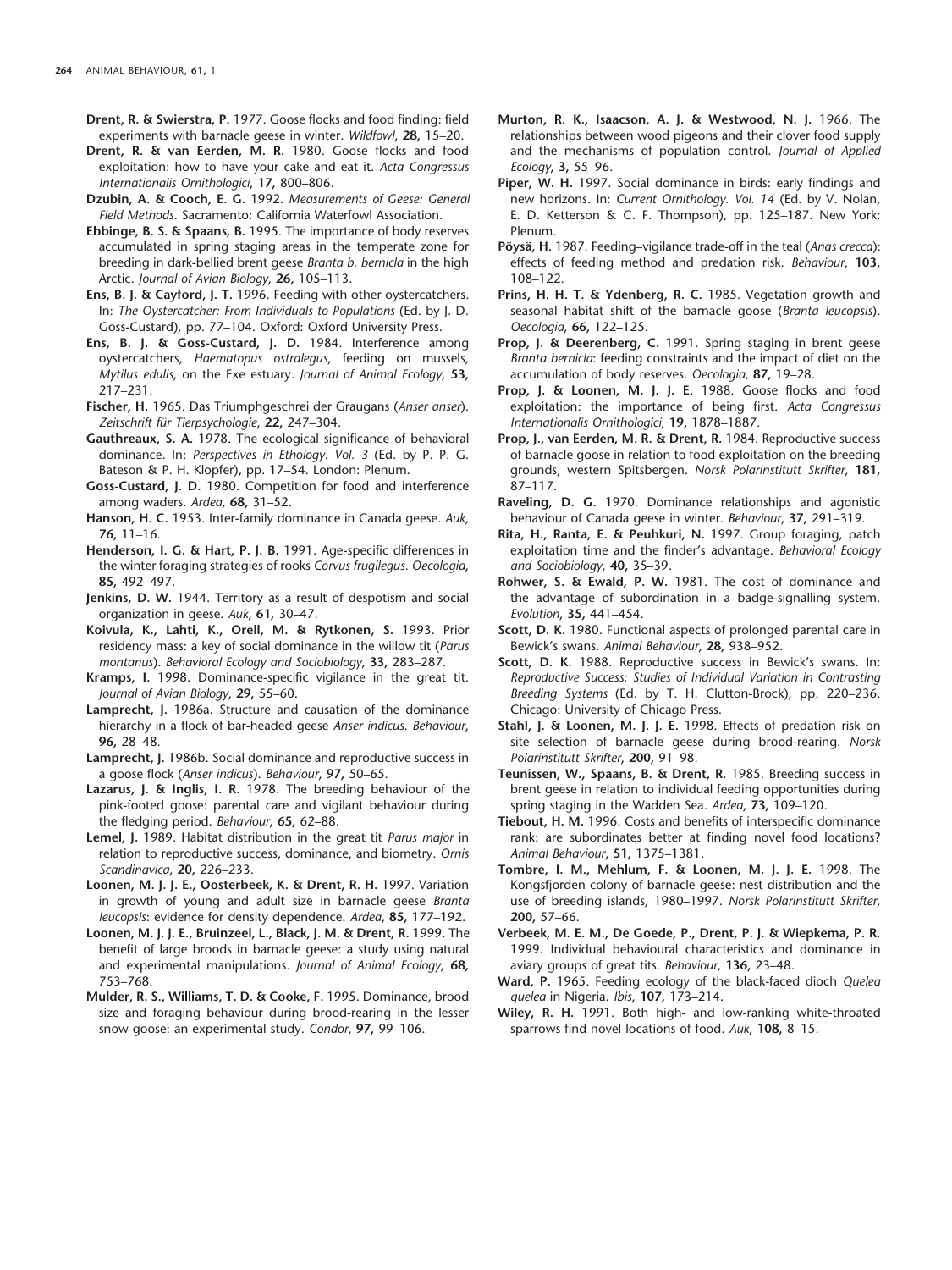**Drent, R. & Swierstra, P.** 1977. Goose flocks and food finding: field experiments with barnacle geese in winter. *Wildfowl*, **28,** 15–20.

**Drent, R. & van Eerden, M. R.** 1980. Goose flocks and food exploitation: how to have your cake and eat it. *Acta Congressus Internationalis Ornithologici*, **17,** 800–806.

**Dzubin, A. & Cooch, E. G.** 1992. *Measurements of Geese: General Field Methods*. Sacramento: California Waterfowl Association.

**Ebbinge, B. S. & Spaans, B.** 1995. The importance of body reserves accumulated in spring staging areas in the temperate zone for breeding in dark-bellied brent geese *Branta b. bernicla* in the high Arctic. *Journal of Avian Biology*, **26,** 105–113.

**Ens, B. J. & Cayford, J. T.** 1996. Feeding with other oystercatchers. In: *The Oystercatcher: From Individuals to Populations* (Ed. by J. D. Goss-Custard), pp. 77–104. Oxford: Oxford University Press.

**Ens, B. J. & Goss-Custard, J. D.** 1984. Interference among oystercatchers, *Haematopus ostralegus*, feeding on mussels, *Mytilus edulis*, on the Exe estuary. *Journal of Animal Ecology*, **53,** 217–231.

**Fischer, H.** 1965. Das Triumphgeschrei der Graugans (*Anser anser*). *Zeitschrift für Tierpsychologie*, **22,** 247–304.

**Gauthreaux, S. A.** 1978. The ecological significance of behavioral dominance. In: *Perspectives in Ethology. Vol. 3* (Ed. by P. P. G. Bateson & P. H. Klopfer), pp. 17–54. London: Plenum.

**Goss-Custard, J. D.** 1980. Competition for food and interference among waders. *Ardea*, **68,** 31–52.

**Hanson, H. C.** 1953. Inter-family dominance in Canada geese. *Auk*, **76,** 11–16.

**Henderson, I. G. & Hart, P. J. B.** 1991. Age-specific differences in the winter foraging strategies of rooks *Corvus frugilegus*. *Oecologia*, **85,** 492–497.

**Jenkins, D. W.** 1944. Territory as a result of despotism and social organization in geese. *Auk*, **61,** 30–47.

**Koivula, K., Lahti, K., Orell, M. & Rytkonen, S.** 1993. Prior residency mass: a key of social dominance in the willow tit (*Parus montanus*). *Behavioral Ecology and Sociobiology*, **33,** 283–287.

**Kramps, I.** 1998. Dominance-specific vigilance in the great tit. *Journal of Avian Biology*, **29,** 55–60.

**Lamprecht, J.** 1986a. Structure and causation of the dominance hierarchy in a flock of bar-headed geese *Anser indicus*. *Behaviour*, **96,** 28–48.

**Lamprecht, J.** 1986b. Social dominance and reproductive success in a goose flock (*Anser indicus*). *Behaviour*, **97,** 50–65.

**Lazarus, J. & Inglis, I. R.** 1978. The breeding behaviour of the pink-footed goose: parental care and vigilant behaviour during the fledging period. *Behaviour*, **65,** 62–88.

**Lemel, J.** 1989. Habitat distribution in the great tit *Parus major* in relation to reproductive success, dominance, and biometry. *Ornis Scandinavica*, **20,** 226–233.

**Loonen, M. J. J. E., Oosterbeek, K. & Drent, R. H.** 1997. Variation in growth of young and adult size in barnacle geese *Branta leucopsis*: evidence for density dependence. *Ardea*, **85,** 177–192.

**Loonen, M. J. J. E., Bruinzeel, L., Black, J. M. & Drent, R.** 1999. The benefit of large broods in barnacle geese: a study using natural and experimental manipulations. *Journal of Animal Ecology*, **68,** 753–768.

**Mulder, R. S., Williams, T. D. & Cooke, F.** 1995. Dominance, brood size and foraging behaviour during brood-rearing in the lesser snow goose: an experimental study. *Condor*, **97,** 99–106.

**Murton, R. K., Isaacson, A. J. & Westwood, N. J.** 1966. The relationships between wood pigeons and their clover food supply and the mechanisms of population control. *Journal of Applied Ecology*, **3,** 55–96.

**Piper, W. H.** 1997. Social dominance in birds: early findings and new horizons. In: *Current Ornithology. Vol. 14* (Ed. by V. Nolan, E. D. Ketterson & C. F. Thompson), pp. 125–187. New York: Plenum.

**Pöysä, H.** 1987. Feeding–vigilance trade-off in the teal (*Anas crecca*): effects of feeding method and predation risk. *Behaviour*, **103,** 108–122.

**Prins, H. H. T. & Ydenberg, R. C.** 1985. Vegetation growth and seasonal habitat shift of the barnacle goose (*Branta leucopsis*). *Oecologia*, **66,** 122–125.

**Prop, J. & Deerenberg, C.** 1991. Spring staging in brent geese *Branta bernicla*: feeding constraints and the impact of diet on the accumulation of body reserves. *Oecologia*, **87,** 19–28.

**Prop, J. & Loonen, M. J. J. E.** 1988. Goose flocks and food exploitation: the importance of being first. *Acta Congressus Internationalis Ornithologici*, **19,** 1878–1887.

**Prop, J., van Eerden, M. R. & Drent, R.** 1984. Reproductive success of barnacle goose in relation to food exploitation on the breeding grounds, western Spitsbergen. *Norsk Polarinstitutt Skrifter*, **181,** 87–117.

**Raveling, D. G.** 1970. Dominance relationships and agonistic behaviour of Canada geese in winter. *Behaviour*, **37,** 291–319.

**Rita, H., Ranta, E. & Peuhkuri, N.** 1997. Group foraging, patch exploitation time and the finder's advantage. *Behavioral Ecology and Sociobiology*, **40,** 35–39.

**Rohwer, S. & Ewald, P. W.** 1981. The cost of dominance and the advantage of subordination in a badge-signalling system. *Evolution*, **35,** 441–454.

**Scott, D. K.** 1980. Functional aspects of prolonged parental care in Bewick's swans. *Animal Behaviour*, **28,** 938–952.

**Scott, D. K.** 1988. Reproductive success in Bewick's swans. In: *Reproductive Success: Studies of Individual Variation in Contrasting Breeding Systems* (Ed. by T. H. Clutton-Brock), pp. 220–236. Chicago: University of Chicago Press.

**Stahl, J. & Loonen, M. J. J. E.** 1998. Effects of predation risk on site selection of barnacle geese during brood-rearing. *Norsk Polarinstitutt Skrifter*, **200,** 91–98.

**Teunissen, W., Spaans, B. & Drent, R.** 1985. Breeding success in brent geese in relation to individual feeding opportunities during spring staging in the Wadden Sea. *Ardea*, **73,** 109–120.

**Tiebout, H. M.** 1996. Costs and benefits of interspecific dominance rank: are subordinates better at finding novel food locations? *Animal Behaviour*, **51,** 1375–1381.

**Tombre, I. M., Mehlum, F. & Loonen, M. J. J. E.** 1998. The Kongsfjorden colony of barnacle geese: nest distribution and the use of breeding islands, 1980–1997. *Norsk Polarinstitutt Skrifter*, **200,** 57–66.

**Verbeek, M. E. M., De Goede, P., Drent, P. J. & Wiepkema, P. R.** 1999. Individual behavioural characteristics and dominance in aviary groups of great tits. *Behaviour*, **136,** 23–48.

**Ward, P.** 1965. Feeding ecology of the black-faced dioch *Quelea quelea* in Nigeria. *Ibis*, **107,** 173–214.

**Wiley, R. H.** 1991. Both high- and low-ranking white-throated sparrows find novel locations of food. *Auk*, **108,** 8–15.